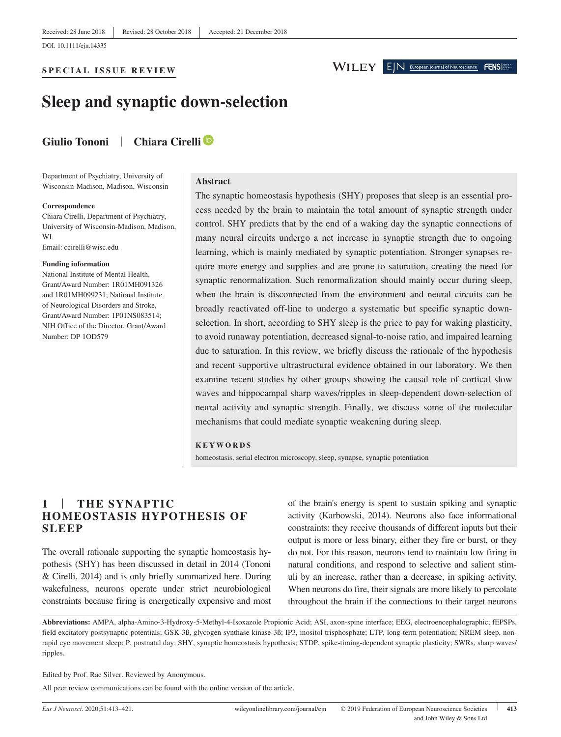Received: 28 June 2018 | Revised: 28 October 2018 | Accepted: 21 December 2018

DOI: 10.1111/ejn.14335

**SPECIAL ISSUE REVIEW**

# Sleep and synaptic down-selection

**Giulio Tononi** | **Chiara Cirelli**

Department of Psychiatry, University of Wisconsin-Madison, Madison, Wisconsin

**Correspondence**
Chiara Cirelli, Department of Psychiatry, University of Wisconsin-Madison, Madison, WI.
Email: ccirelli@wisc.edu

**Funding information**
National Institute of Mental Health, Grant/Award Number: 1R01MH091326 and 1R01MH099231; National Institute of Neurological Disorders and Stroke, Grant/Award Number: 1P01NS083514; NIH Office of the Director, Grant/Award Number: DP 1OD579

## Abstract

The synaptic homeostasis hypothesis (SHY) proposes that sleep is an essential process needed by the brain to maintain the total amount of synaptic strength under control. SHY predicts that by the end of a waking day the synaptic connections of many neural circuits undergo a net increase in synaptic strength due to ongoing learning, which is mainly mediated by synaptic potentiation. Stronger synapses require more energy and supplies and are prone to saturation, creating the need for synaptic renormalization. Such renormalization should mainly occur during sleep, when the brain is disconnected from the environment and neural circuits can be broadly reactivated off-line to undergo a systematic but specific synaptic down-selection. In short, according to SHY sleep is the price to pay for waking plasticity, to avoid runaway potentiation, decreased signal-to-noise ratio, and impaired learning due to saturation. In this review, we briefly discuss the rationale of the hypothesis and recent supportive ultrastructural evidence obtained in our laboratory. We then examine recent studies by other groups showing the causal role of cortical slow waves and hippocampal sharp waves/ripples in sleep-dependent down-selection of neural activity and synaptic strength. Finally, we discuss some of the molecular mechanisms that could mediate synaptic weakening during sleep.

**KEYWORDS**

homeostasis, serial electron microscopy, sleep, synapse, synaptic potentiation

## 1 | THE SYNAPTIC HOMEOSTASIS HYPOTHESIS OF SLEEP

The overall rationale supporting the synaptic homeostasis hypothesis (SHY) has been discussed in detail in 2014 (Tononi & Cirelli, 2014) and is only briefly summarized here. During wakefulness, neurons operate under strict neurobiological constraints because firing is energetically expensive and most of the brain's energy is spent to sustain spiking and synaptic activity (Karbowski, 2014). Neurons also face informational constraints: they receive thousands of different inputs but their output is more or less binary, either they fire or burst, or they do not. For this reason, neurons tend to maintain low firing in natural conditions, and respond to selective and salient stimuli by an increase, rather than a decrease, in spiking activity. When neurons do fire, their signals are more likely to percolate throughout the brain if the connections to their target neurons

**Abbreviations:** AMPA, alpha-Amino-3-Hydroxy-5-Methyl-4-Isoxazole Propionic Acid; ASI, axon-spine interface; EEG, electroencephalographic; fEPSPs, field excitatory postsynaptic potentials; GSK-3ß, glycogen synthase kinase-3ß; IP3, inositol trisphosphate; LTP, long-term potentiation; NREM sleep, non-rapid eye movement sleep; P, postnatal day; SHY, synaptic homeostasis hypothesis; STDP, spike-timing-dependent synaptic plasticity; SWRs, sharp waves/ripples.

Edited by Prof. Rae Silver. Reviewed by Anonymous.

All peer review communications can be found with the online version of the article.

© 2019 Federation of European Neuroscience Societies and John Wiley & Sons Ltd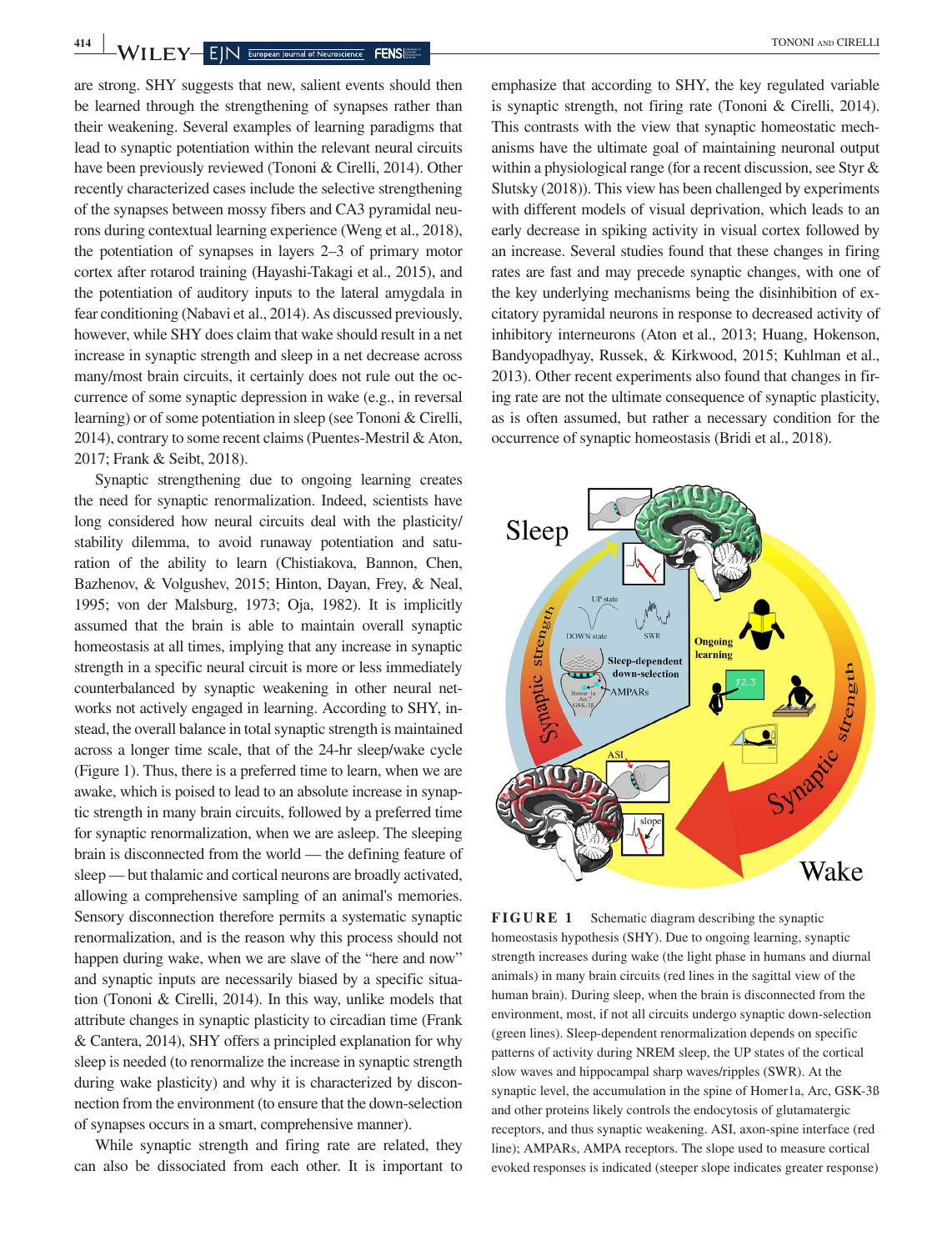are strong. SHY suggests that new, salient events should then be learned through the strengthening of synapses rather than their weakening. Several examples of learning paradigms that lead to synaptic potentiation within the relevant neural circuits have been previously reviewed (Tononi & Cirelli, 2014). Other recently characterized cases include the selective strengthening of the synapses between mossy fibers and CA3 pyramidal neurons during contextual learning experience (Weng et al., 2018), the potentiation of synapses in layers 2–3 of primary motor cortex after rotarod training (Hayashi-Takagi et al., 2015), and the potentiation of auditory inputs to the lateral amygdala in fear conditioning (Nabavi et al., 2014). As discussed previously, however, while SHY does claim that wake should result in a net increase in synaptic strength and sleep in a net decrease across many/most brain circuits, it certainly does not rule out the occurrence of some synaptic depression in wake (e.g., in reversal learning) or of some potentiation in sleep (see Tononi & Cirelli, 2014), contrary to some recent claims (Puentes-Mestril & Aton, 2017; Frank & Seibt, 2018).

Synaptic strengthening due to ongoing learning creates the need for synaptic renormalization. Indeed, scientists have long considered how neural circuits deal with the plasticity/stability dilemma, to avoid runaway potentiation and saturation of the ability to learn (Chistiakova, Bannon, Chen, Bazhenov, & Volgushev, 2015; Hinton, Dayan, Frey, & Neal, 1995; von der Malsburg, 1973; Oja, 1982). It is implicitly assumed that the brain is able to maintain overall synaptic homeostasis at all times, implying that any increase in synaptic strength in a specific neural circuit is more or less immediately counterbalanced by synaptic weakening in other neural networks not actively engaged in learning. According to SHY, instead, the overall balance in total synaptic strength is maintained across a longer time scale, that of the 24-hr sleep/wake cycle (Figure 1). Thus, there is a preferred time to learn, when we are awake, which is poised to lead to an absolute increase in synaptic strength in many brain circuits, followed by a preferred time for synaptic renormalization, when we are asleep. The sleeping brain is disconnected from the world — the defining feature of sleep — but thalamic and cortical neurons are broadly activated, allowing a comprehensive sampling of an animal's memories. Sensory disconnection therefore permits a systematic synaptic renormalization, and is the reason why this process should not happen during wake, when we are slave of the "here and now" and synaptic inputs are necessarily biased by a specific situation (Tononi & Cirelli, 2014). In this way, unlike models that attribute changes in synaptic plasticity to circadian time (Frank & Cantera, 2014), SHY offers a principled explanation for why sleep is needed (to renormalize the increase in synaptic strength during wake plasticity) and why it is characterized by disconnection from the environment (to ensure that the down-selection of synapses occurs in a smart, comprehensive manner).

While synaptic strength and firing rate are related, they can also be dissociated from each other. It is important to emphasize that according to SHY, the key regulated variable is synaptic strength, not firing rate (Tononi & Cirelli, 2014). This contrasts with the view that synaptic homeostatic mechanisms have the ultimate goal of maintaining neuronal output within a physiological range (for a recent discussion, see Styr & Slutsky (2018)). This view has been challenged by experiments with different models of visual deprivation, which leads to an early decrease in spiking activity in visual cortex followed by an increase. Several studies found that these changes in firing rates are fast and may precede synaptic changes, with one of the key underlying mechanisms being the disinhibition of excitatory pyramidal neurons in response to decreased activity of inhibitory interneurons (Aton et al., 2013; Huang, Hokenson, Bandyopadhyay, Russek, & Kirkwood, 2015; Kuhlman et al., 2013). Other recent experiments also found that changes in firing rate are not the ultimate consequence of synaptic plasticity, as is often assumed, but rather a necessary condition for the occurrence of synaptic homeostasis (Bridi et al., 2018).

Sleep
Synaptic strength
UP state
DOWN state
SWR
Sleep-dependent down-selection
Homer 1a
Arc
GSK-3ß
AMPARs
Ongoing learning
12.3
ASI
slope
Synaptic strength
Wake

**FIGURE 1** Schematic diagram describing the synaptic homeostasis hypothesis (SHY). Due to ongoing learning, synaptic strength increases during wake (the light phase in humans and diurnal animals) in many brain circuits (red lines in the sagittal view of the human brain). During sleep, when the brain is disconnected from the environment, most, if not all circuits undergo synaptic down-selection (green lines). Sleep-dependent renormalization depends on specific patterns of activity during NREM sleep, the UP states of the cortical slow waves and hippocampal sharp waves/ripples (SWR). At the synaptic level, the accumulation in the spine of Homer1a, Arc, GSK-3ß and other proteins likely controls the endocytosis of glutamatergic receptors, and thus synaptic weakening. ASI, axon-spine interface (red line); AMPARs, AMPA receptors. The slope used to measure cortical evoked responses is indicated (steeper slope indicates greater response)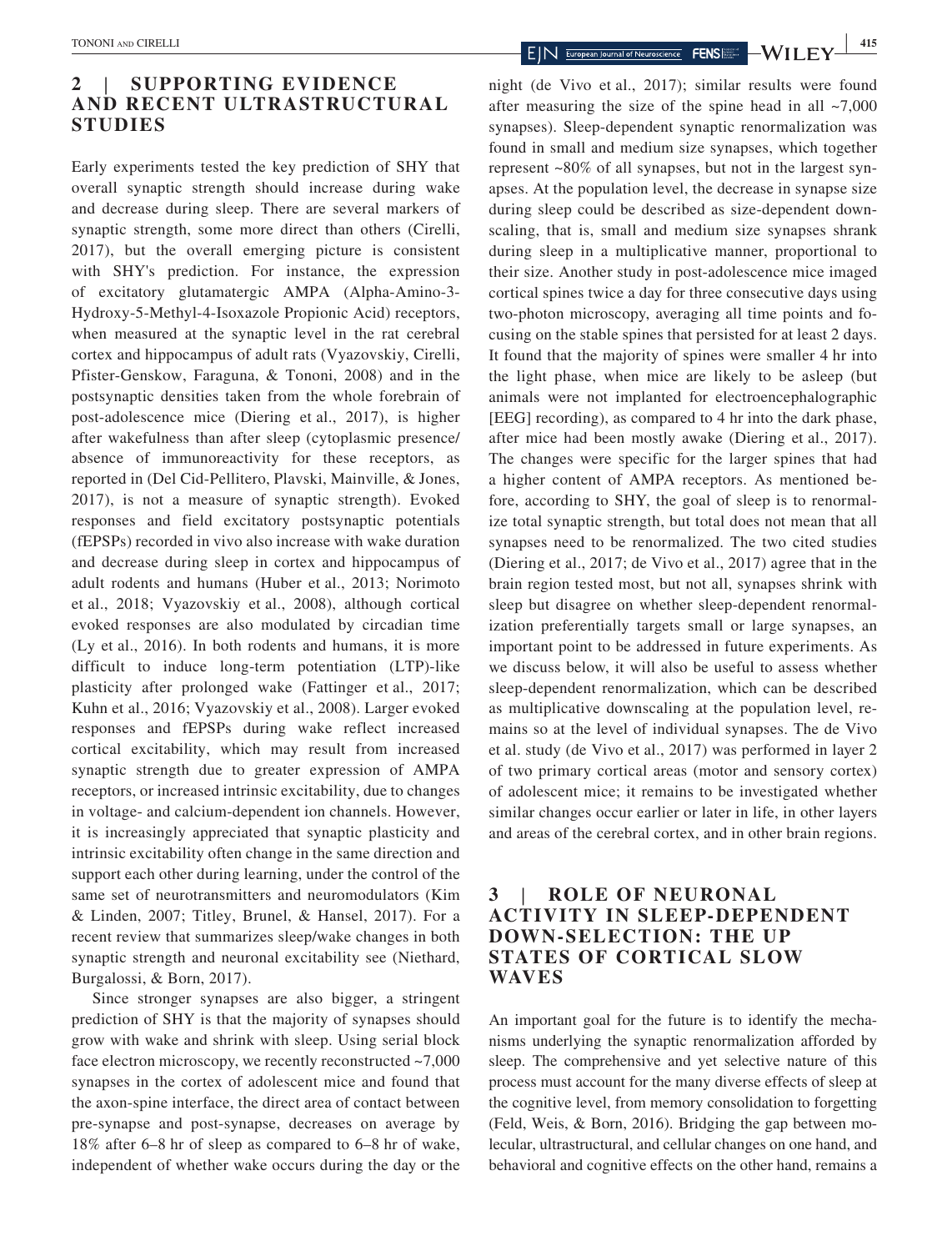## 2 | SUPPORTING EVIDENCE AND RECENT ULTRASTRUCTURAL STUDIES

Early experiments tested the key prediction of SHY that overall synaptic strength should increase during wake and decrease during sleep. There are several markers of synaptic strength, some more direct than others (Cirelli, 2017), but the overall emerging picture is consistent with SHY's prediction. For instance, the expression of excitatory glutamatergic AMPA (Alpha-Amino-3-Hydroxy-5-Methyl-4-Isoxazole Propionic Acid) receptors, when measured at the synaptic level in the rat cerebral cortex and hippocampus of adult rats (Vyazovskiy, Cirelli, Pfister-Genskow, Faraguna, & Tononi, 2008) and in the postsynaptic densities taken from the whole forebrain of post-adolescence mice (Diering et al., 2017), is higher after wakefulness than after sleep (cytoplasmic presence/absence of immunoreactivity for these receptors, as reported in (Del Cid-Pellitero, Plavski, Mainville, & Jones, 2017), is not a measure of synaptic strength). Evoked responses and field excitatory postsynaptic potentials (fEPSPs) recorded in vivo also increase with wake duration and decrease during sleep in cortex and hippocampus of adult rodents and humans (Huber et al., 2013; Norimoto et al., 2018; Vyazovskiy et al., 2008), although cortical evoked responses are also modulated by circadian time (Ly et al., 2016). In both rodents and humans, it is more difficult to induce long-term potentiation (LTP)-like plasticity after prolonged wake (Fattinger et al., 2017; Kuhn et al., 2016; Vyazovskiy et al., 2008). Larger evoked responses and fEPSPs during wake reflect increased cortical excitability, which may result from increased synaptic strength due to greater expression of AMPA receptors, or increased intrinsic excitability, due to changes in voltage- and calcium-dependent ion channels. However, it is increasingly appreciated that synaptic plasticity and intrinsic excitability often change in the same direction and support each other during learning, under the control of the same set of neurotransmitters and neuromodulators (Kim & Linden, 2007; Titley, Brunel, & Hansel, 2017). For a recent review that summarizes sleep/wake changes in both synaptic strength and neuronal excitability see (Niethard, Burgalossi, & Born, 2017).

Since stronger synapses are also bigger, a stringent prediction of SHY is that the majority of synapses should grow with wake and shrink with sleep. Using serial block face electron microscopy, we recently reconstructed ~7,000 synapses in the cortex of adolescent mice and found that the axon-spine interface, the direct area of contact between pre-synapse and post-synapse, decreases on average by 18% after 6–8 hr of sleep as compared to 6–8 hr of wake, independent of whether wake occurs during the day or the night (de Vivo et al., 2017); similar results were found after measuring the size of the spine head in all ~7,000 synapses). Sleep-dependent synaptic renormalization was found in small and medium size synapses, which together represent ~80% of all synapses, but not in the largest synapses. At the population level, the decrease in synapse size during sleep could be described as size-dependent downscaling, that is, small and medium size synapses shrank during sleep in a multiplicative manner, proportional to their size. Another study in post-adolescence mice imaged cortical spines twice a day for three consecutive days using two-photon microscopy, averaging all time points and focusing on the stable spines that persisted for at least 2 days. It found that the majority of spines were smaller 4 hr into the light phase, when mice are likely to be asleep (but animals were not implanted for electroencephalographic [EEG] recording), as compared to 4 hr into the dark phase, after mice had been mostly awake (Diering et al., 2017). The changes were specific for the larger spines that had a higher content of AMPA receptors. As mentioned before, according to SHY, the goal of sleep is to renormalize total synaptic strength, but total does not mean that all synapses need to be renormalized. The two cited studies (Diering et al., 2017; de Vivo et al., 2017) agree that in the brain region tested most, but not all, synapses shrink with sleep but disagree on whether sleep-dependent renormalization preferentially targets small or large synapses, an important point to be addressed in future experiments. As we discuss below, it will also be useful to assess whether sleep-dependent renormalization, which can be described as multiplicative downscaling at the population level, remains so at the level of individual synapses. The de Vivo et al. study (de Vivo et al., 2017) was performed in layer 2 of two primary cortical areas (motor and sensory cortex) of adolescent mice; it remains to be investigated whether similar changes occur earlier or later in life, in other layers and areas of the cerebral cortex, and in other brain regions.

## 3 | ROLE OF NEURONAL ACTIVITY IN SLEEP-DEPENDENT DOWN-SELECTION: THE UP STATES OF CORTICAL SLOW WAVES

An important goal for the future is to identify the mechanisms underlying the synaptic renormalization afforded by sleep. The comprehensive and yet selective nature of this process must account for the many diverse effects of sleep at the cognitive level, from memory consolidation to forgetting (Feld, Weis, & Born, 2016). Bridging the gap between molecular, ultrastructural, and cellular changes on one hand, and behavioral and cognitive effects on the other hand, remains a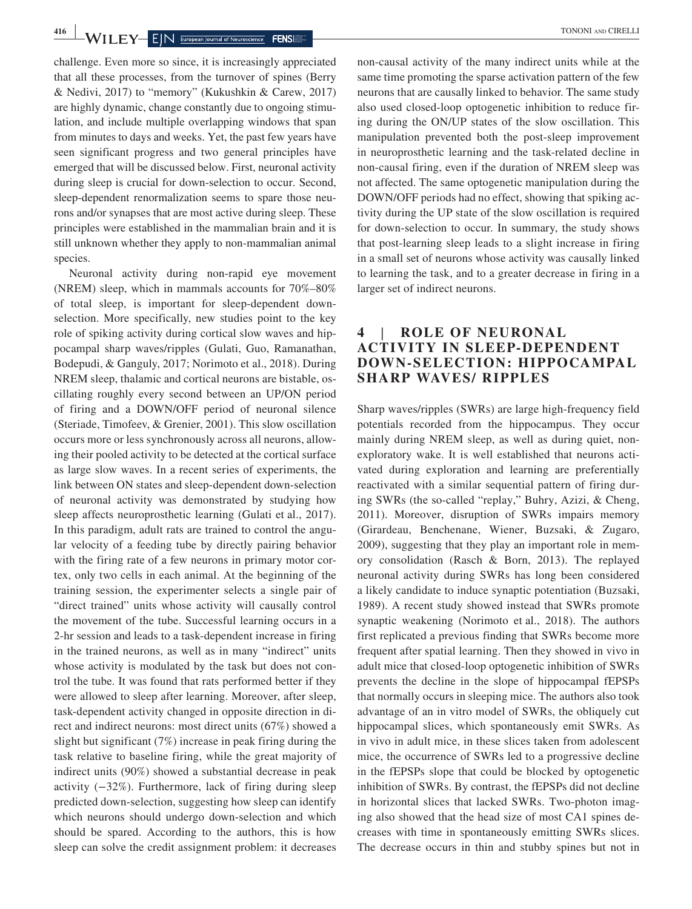challenge. Even more so since, it is increasingly appreciated that all these processes, from the turnover of spines (Berry & Nedivi, 2017) to "memory" (Kukushkin & Carew, 2017) are highly dynamic, change constantly due to ongoing stimulation, and include multiple overlapping windows that span from minutes to days and weeks. Yet, the past few years have seen significant progress and two general principles have emerged that will be discussed below. First, neuronal activity during sleep is crucial for down-selection to occur. Second, sleep-dependent renormalization seems to spare those neurons and/or synapses that are most active during sleep. These principles were established in the mammalian brain and it is still unknown whether they apply to non-mammalian animal species.

Neuronal activity during non-rapid eye movement (NREM) sleep, which in mammals accounts for 70%–80% of total sleep, is important for sleep-dependent down-selection. More specifically, new studies point to the key role of spiking activity during cortical slow waves and hippocampal sharp waves/ripples (Gulati, Guo, Ramanathan, Bodepudi, & Ganguly, 2017; Norimoto et al., 2018). During NREM sleep, thalamic and cortical neurons are bistable, oscillating roughly every second between an UP/ON period of firing and a DOWN/OFF period of neuronal silence (Steriade, Timofeev, & Grenier, 2001). This slow oscillation occurs more or less synchronously across all neurons, allowing their pooled activity to be detected at the cortical surface as large slow waves. In a recent series of experiments, the link between ON states and sleep-dependent down-selection of neuronal activity was demonstrated by studying how sleep affects neuroprosthetic learning (Gulati et al., 2017). In this paradigm, adult rats are trained to control the angular velocity of a feeding tube by directly pairing behavior with the firing rate of a few neurons in primary motor cortex, only two cells in each animal. At the beginning of the training session, the experimenter selects a single pair of "direct trained" units whose activity will causally control the movement of the tube. Successful learning occurs in a 2-hr session and leads to a task-dependent increase in firing in the trained neurons, as well as in many "indirect" units whose activity is modulated by the task but does not control the tube. It was found that rats performed better if they were allowed to sleep after learning. Moreover, after sleep, task-dependent activity changed in opposite direction in direct and indirect neurons: most direct units (67%) showed a slight but significant (7%) increase in peak firing during the task relative to baseline firing, while the great majority of indirect units (90%) showed a substantial decrease in peak activity (−32%). Furthermore, lack of firing during sleep predicted down-selection, suggesting how sleep can identify which neurons should undergo down-selection and which should be spared. According to the authors, this is how sleep can solve the credit assignment problem: it decreases non-causal activity of the many indirect units while at the same time promoting the sparse activation pattern of the few neurons that are causally linked to behavior. The same study also used closed-loop optogenetic inhibition to reduce firing during the ON/UP states of the slow oscillation. This manipulation prevented both the post-sleep improvement in neuroprosthetic learning and the task-related decline in non-causal firing, even if the duration of NREM sleep was not affected. The same optogenetic manipulation during the DOWN/OFF periods had no effect, showing that spiking activity during the UP state of the slow oscillation is required for down-selection to occur. In summary, the study shows that post-learning sleep leads to a slight increase in firing in a small set of neurons whose activity was causally linked to learning the task, and to a greater decrease in firing in a larger set of indirect neurons.

## 4 | ROLE OF NEURONAL ACTIVITY IN SLEEP-DEPENDENT DOWN-SELECTION: HIPPOCAMPAL SHARP WAVES/ RIPPLES

Sharp waves/ripples (SWRs) are large high-frequency field potentials recorded from the hippocampus. They occur mainly during NREM sleep, as well as during quiet, non-exploratory wake. It is well established that neurons activated during exploration and learning are preferentially reactivated with a similar sequential pattern of firing during SWRs (the so-called "replay," Buhry, Azizi, & Cheng, 2011). Moreover, disruption of SWRs impairs memory (Girardeau, Benchenane, Wiener, Buzsaki, & Zugaro, 2009), suggesting that they play an important role in memory consolidation (Rasch & Born, 2013). The replayed neuronal activity during SWRs has long been considered a likely candidate to induce synaptic potentiation (Buzsaki, 1989). A recent study showed instead that SWRs promote synaptic weakening (Norimoto et al., 2018). The authors first replicated a previous finding that SWRs become more frequent after spatial learning. Then they showed in vivo in adult mice that closed-loop optogenetic inhibition of SWRs prevents the decline in the slope of hippocampal fEPSPs that normally occurs in sleeping mice. The authors also took advantage of an in vitro model of SWRs, the obliquely cut hippocampal slices, which spontaneously emit SWRs. As in vivo in adult mice, in these slices taken from adolescent mice, the occurrence of SWRs led to a progressive decline in the fEPSPs slope that could be blocked by optogenetic inhibition of SWRs. By contrast, the fEPSPs did not decline in horizontal slices that lacked SWRs. Two-photon imaging also showed that the head size of most CA1 spines decreases with time in spontaneously emitting SWRs slices. The decrease occurs in thin and stubby spines but not in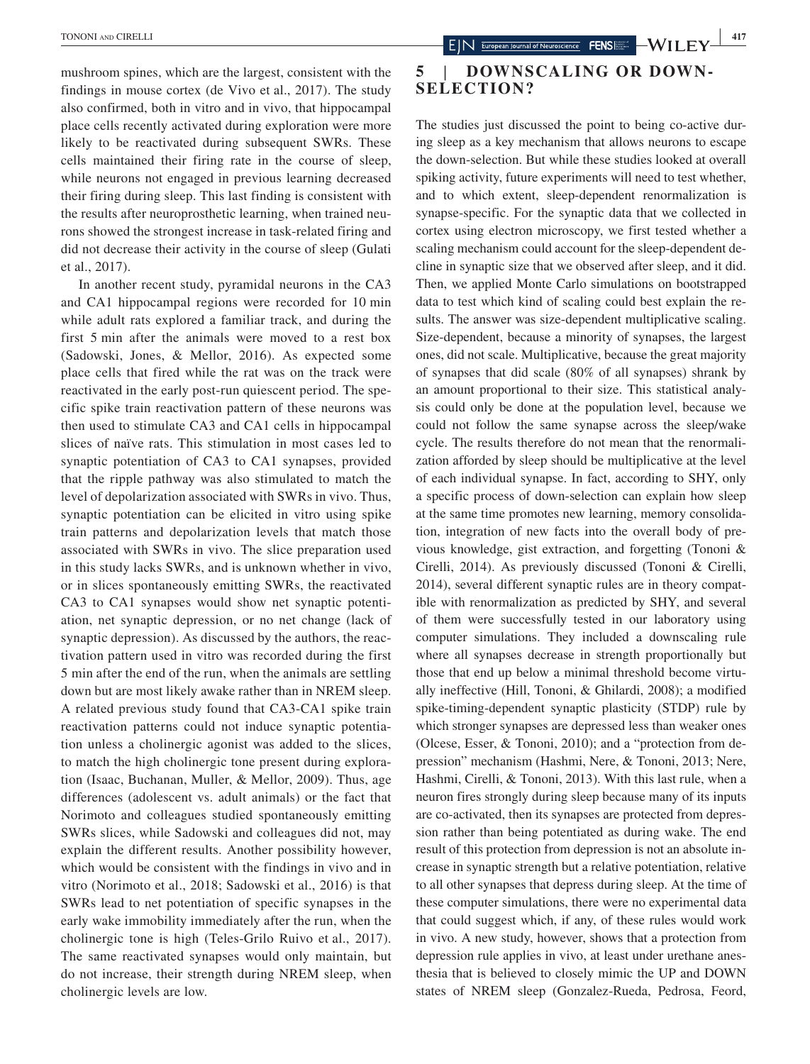mushroom spines, which are the largest, consistent with the findings in mouse cortex (de Vivo et al., 2017). The study also confirmed, both in vitro and in vivo, that hippocampal place cells recently activated during exploration were more likely to be reactivated during subsequent SWRs. These cells maintained their firing rate in the course of sleep, while neurons not engaged in previous learning decreased their firing during sleep. This last finding is consistent with the results after neuroprosthetic learning, when trained neurons showed the strongest increase in task-related firing and did not decrease their activity in the course of sleep (Gulati et al., 2017).

In another recent study, pyramidal neurons in the CA3 and CA1 hippocampal regions were recorded for 10 min while adult rats explored a familiar track, and during the first 5 min after the animals were moved to a rest box (Sadowski, Jones, & Mellor, 2016). As expected some place cells that fired while the rat was on the track were reactivated in the early post-run quiescent period. The specific spike train reactivation pattern of these neurons was then used to stimulate CA3 and CA1 cells in hippocampal slices of naïve rats. This stimulation in most cases led to synaptic potentiation of CA3 to CA1 synapses, provided that the ripple pathway was also stimulated to match the level of depolarization associated with SWRs in vivo. Thus, synaptic potentiation can be elicited in vitro using spike train patterns and depolarization levels that match those associated with SWRs in vivo. The slice preparation used in this study lacks SWRs, and is unknown whether in vivo, or in slices spontaneously emitting SWRs, the reactivated CA3 to CA1 synapses would show net synaptic potentiation, net synaptic depression, or no net change (lack of synaptic depression). As discussed by the authors, the reactivation pattern used in vitro was recorded during the first 5 min after the end of the run, when the animals are settling down but are most likely awake rather than in NREM sleep. A related previous study found that CA3-CA1 spike train reactivation patterns could not induce synaptic potentiation unless a cholinergic agonist was added to the slices, to match the high cholinergic tone present during exploration (Isaac, Buchanan, Muller, & Mellor, 2009). Thus, age differences (adolescent vs. adult animals) or the fact that Norimoto and colleagues studied spontaneously emitting SWRs slices, while Sadowski and colleagues did not, may explain the different results. Another possibility however, which would be consistent with the findings in vivo and in vitro (Norimoto et al., 2018; Sadowski et al., 2016) is that SWRs lead to net potentiation of specific synapses in the early wake immobility immediately after the run, when the cholinergic tone is high (Teles-Grilo Ruivo et al., 2017). The same reactivated synapses would only maintain, but do not increase, their strength during NREM sleep, when cholinergic levels are low.

## 5 | DOWNSCALING OR DOWN-SELECTION?

The studies just discussed the point to being co-active during sleep as a key mechanism that allows neurons to escape the down-selection. But while these studies looked at overall spiking activity, future experiments will need to test whether, and to which extent, sleep-dependent renormalization is synapse-specific. For the synaptic data that we collected in cortex using electron microscopy, we first tested whether a scaling mechanism could account for the sleep-dependent decline in synaptic size that we observed after sleep, and it did. Then, we applied Monte Carlo simulations on bootstrapped data to test which kind of scaling could best explain the results. The answer was size-dependent multiplicative scaling. Size-dependent, because a minority of synapses, the largest ones, did not scale. Multiplicative, because the great majority of synapses that did scale (80% of all synapses) shrank by an amount proportional to their size. This statistical analysis could only be done at the population level, because we could not follow the same synapse across the sleep/wake cycle. The results therefore do not mean that the renormalization afforded by sleep should be multiplicative at the level of each individual synapse. In fact, according to SHY, only a specific process of down-selection can explain how sleep at the same time promotes new learning, memory consolidation, integration of new facts into the overall body of previous knowledge, gist extraction, and forgetting (Tononi & Cirelli, 2014). As previously discussed (Tononi & Cirelli, 2014), several different synaptic rules are in theory compatible with renormalization as predicted by SHY, and several of them were successfully tested in our laboratory using computer simulations. They included a downscaling rule where all synapses decrease in strength proportionally but those that end up below a minimal threshold become virtually ineffective (Hill, Tononi, & Ghilardi, 2008); a modified spike-timing-dependent synaptic plasticity (STDP) rule by which stronger synapses are depressed less than weaker ones (Olcese, Esser, & Tononi, 2010); and a "protection from depression" mechanism (Hashmi, Nere, & Tononi, 2013; Nere, Hashmi, Cirelli, & Tononi, 2013). With this last rule, when a neuron fires strongly during sleep because many of its inputs are co-activated, then its synapses are protected from depression rather than being potentiated as during wake. The end result of this protection from depression is not an absolute increase in synaptic strength but a relative potentiation, relative to all other synapses that depress during sleep. At the time of these computer simulations, there were no experimental data that could suggest which, if any, of these rules would work in vivo. A new study, however, shows that a protection from depression rule applies in vivo, at least under urethane anesthesia that is believed to closely mimic the UP and DOWN states of NREM sleep (Gonzalez-Rueda, Pedrosa, Feord,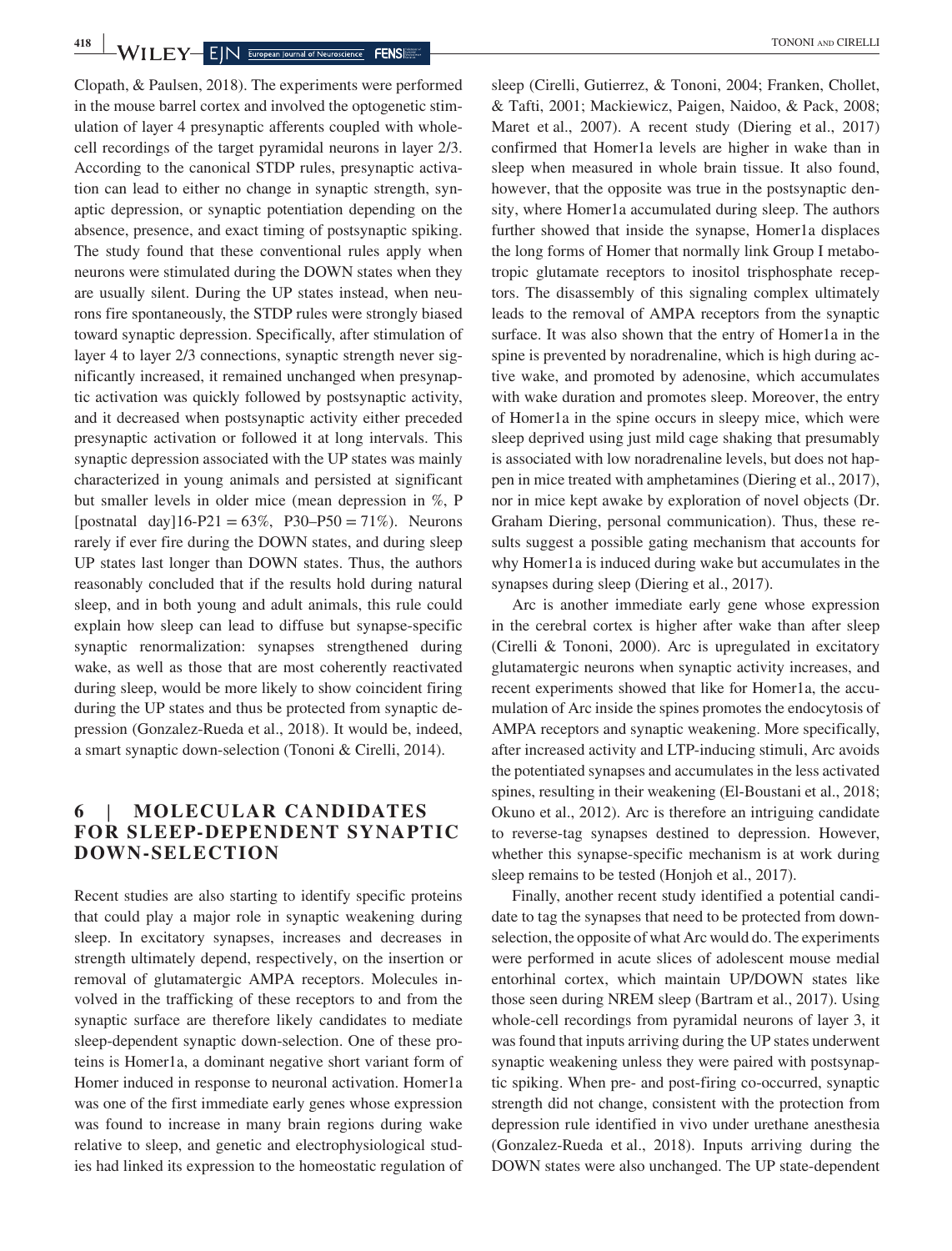Clopath, & Paulsen, 2018). The experiments were performed in the mouse barrel cortex and involved the optogenetic stimulation of layer 4 presynaptic afferents coupled with whole-cell recordings of the target pyramidal neurons in layer 2/3. According to the canonical STDP rules, presynaptic activation can lead to either no change in synaptic strength, synaptic depression, or synaptic potentiation depending on the absence, presence, and exact timing of postsynaptic spiking. The study found that these conventional rules apply when neurons were stimulated during the DOWN states when they are usually silent. During the UP states instead, when neurons fire spontaneously, the STDP rules were strongly biased toward synaptic depression. Specifically, after stimulation of layer 4 to layer 2/3 connections, synaptic strength never significantly increased, it remained unchanged when presynaptic activation was quickly followed by postsynaptic activity, and it decreased when postsynaptic activity either preceded presynaptic activation or followed it at long intervals. This synaptic depression associated with the UP states was mainly characterized in young animals and persisted at significant but smaller levels in older mice (mean depression in %, P [postnatal day]16-P21 = 63%, P30–P50 = 71%). Neurons rarely if ever fire during the DOWN states, and during sleep UP states last longer than DOWN states. Thus, the authors reasonably concluded that if the results hold during natural sleep, and in both young and adult animals, this rule could explain how sleep can lead to diffuse but synapse-specific synaptic renormalization: synapses strengthened during wake, as well as those that are most coherently reactivated during sleep, would be more likely to show coincident firing during the UP states and thus be protected from synaptic depression (Gonzalez-Rueda et al., 2018). It would be, indeed, a smart synaptic down-selection (Tononi & Cirelli, 2014).

## 6 | MOLECULAR CANDIDATES FOR SLEEP-DEPENDENT SYNAPTIC DOWN-SELECTION

Recent studies are also starting to identify specific proteins that could play a major role in synaptic weakening during sleep. In excitatory synapses, increases and decreases in strength ultimately depend, respectively, on the insertion or removal of glutamatergic AMPA receptors. Molecules involved in the trafficking of these receptors to and from the synaptic surface are therefore likely candidates to mediate sleep-dependent synaptic down-selection. One of these proteins is Homer1a, a dominant negative short variant form of Homer induced in response to neuronal activation. Homer1a was one of the first immediate early genes whose expression was found to increase in many brain regions during wake relative to sleep, and genetic and electrophysiological studies had linked its expression to the homeostatic regulation of sleep (Cirelli, Gutierrez, & Tononi, 2004; Franken, Chollet, & Tafti, 2001; Mackiewicz, Paigen, Naidoo, & Pack, 2008; Maret et al., 2007). A recent study (Diering et al., 2017) confirmed that Homer1a levels are higher in wake than in sleep when measured in whole brain tissue. It also found, however, that the opposite was true in the postsynaptic density, where Homer1a accumulated during sleep. The authors further showed that inside the synapse, Homer1a displaces the long forms of Homer that normally link Group I metabotropic glutamate receptors to inositol trisphosphate receptors. The disassembly of this signaling complex ultimately leads to the removal of AMPA receptors from the synaptic surface. It was also shown that the entry of Homer1a in the spine is prevented by noradrenaline, which is high during active wake, and promoted by adenosine, which accumulates with wake duration and promotes sleep. Moreover, the entry of Homer1a in the spine occurs in sleepy mice, which were sleep deprived using just mild cage shaking that presumably is associated with low noradrenaline levels, but does not happen in mice treated with amphetamines (Diering et al., 2017), nor in mice kept awake by exploration of novel objects (Dr. Graham Diering, personal communication). Thus, these results suggest a possible gating mechanism that accounts for why Homer1a is induced during wake but accumulates in the synapses during sleep (Diering et al., 2017).

Arc is another immediate early gene whose expression in the cerebral cortex is higher after wake than after sleep (Cirelli & Tononi, 2000). Arc is upregulated in excitatory glutamatergic neurons when synaptic activity increases, and recent experiments showed that like for Homer1a, the accumulation of Arc inside the spines promotes the endocytosis of AMPA receptors and synaptic weakening. More specifically, after increased activity and LTP-inducing stimuli, Arc avoids the potentiated synapses and accumulates in the less activated spines, resulting in their weakening (El-Boustani et al., 2018; Okuno et al., 2012). Arc is therefore an intriguing candidate to reverse-tag synapses destined to depression. However, whether this synapse-specific mechanism is at work during sleep remains to be tested (Honjoh et al., 2017).

Finally, another recent study identified a potential candidate to tag the synapses that need to be protected from down-selection, the opposite of what Arc would do. The experiments were performed in acute slices of adolescent mouse medial entorhinal cortex, which maintain UP/DOWN states like those seen during NREM sleep (Bartram et al., 2017). Using whole-cell recordings from pyramidal neurons of layer 3, it was found that inputs arriving during the UP states underwent synaptic weakening unless they were paired with postsynaptic spiking. When pre- and post-firing co-occurred, synaptic strength did not change, consistent with the protection from depression rule identified in vivo under urethane anesthesia (Gonzalez-Rueda et al., 2018). Inputs arriving during the DOWN states were also unchanged. The UP state-dependent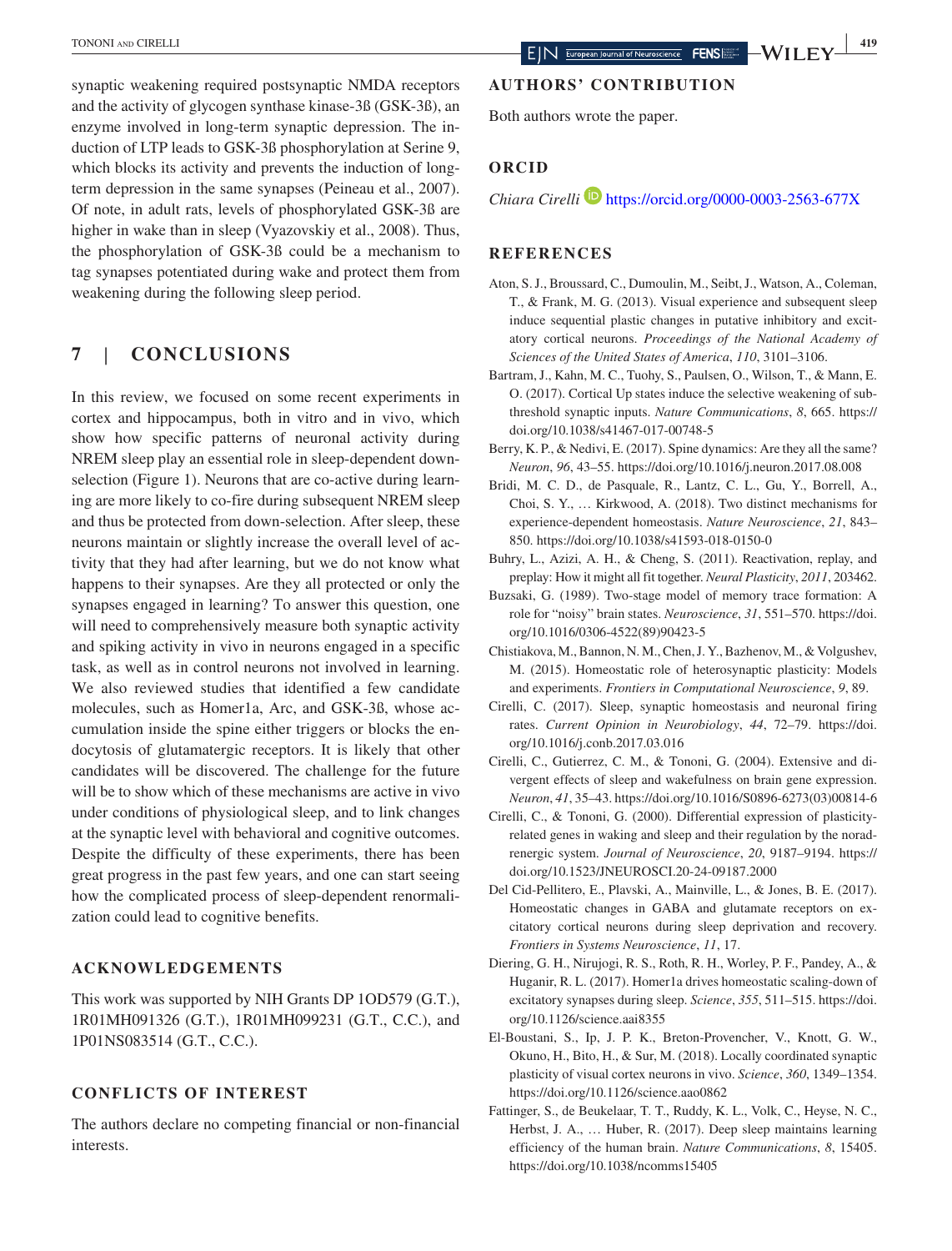synaptic weakening required postsynaptic NMDA receptors and the activity of glycogen synthase kinase-3ß (GSK-3ß), an enzyme involved in long-term synaptic depression. The induction of LTP leads to GSK-3ß phosphorylation at Serine 9, which blocks its activity and prevents the induction of long-term depression in the same synapses (Peineau et al., 2007). Of note, in adult rats, levels of phosphorylated GSK-3ß are higher in wake than in sleep (Vyazovskiy et al., 2008). Thus, the phosphorylation of GSK-3ß could be a mechanism to tag synapses potentiated during wake and protect them from weakening during the following sleep period.

## 7 | CONCLUSIONS

In this review, we focused on some recent experiments in cortex and hippocampus, both in vitro and in vivo, which show how specific patterns of neuronal activity during NREM sleep play an essential role in sleep-dependent down-selection (Figure 1). Neurons that are co-active during learning are more likely to co-fire during subsequent NREM sleep and thus be protected from down-selection. After sleep, these neurons maintain or slightly increase the overall level of activity that they had after learning, but we do not know what happens to their synapses. Are they all protected or only the synapses engaged in learning? To answer this question, one will need to comprehensively measure both synaptic activity and spiking activity in vivo in neurons engaged in a specific task, as well as in control neurons not involved in learning. We also reviewed studies that identified a few candidate molecules, such as Homer1a, Arc, and GSK-3ß, whose accumulation inside the spine either triggers or blocks the endocytosis of glutamatergic receptors. It is likely that other candidates will be discovered. The challenge for the future will be to show which of these mechanisms are active in vivo under conditions of physiological sleep, and to link changes at the synaptic level with behavioral and cognitive outcomes. Despite the difficulty of these experiments, there has been great progress in the past few years, and one can start seeing how the complicated process of sleep-dependent renormalization could lead to cognitive benefits.

## ACKNOWLEDGEMENTS

This work was supported by NIH Grants DP 1OD579 (G.T.), 1R01MH091326 (G.T.), 1R01MH099231 (G.T., C.C.), and 1P01NS083514 (G.T., C.C.).

## CONFLICTS OF INTEREST

The authors declare no competing financial or non-financial interests.

## AUTHORS' CONTRIBUTION

Both authors wrote the paper.

## ORCID

*Chiara Cirelli* https://orcid.org/0000-0003-2563-677X

## REFERENCES

Aton, S. J., Broussard, C., Dumoulin, M., Seibt, J., Watson, A., Coleman, T., & Frank, M. G. (2013). Visual experience and subsequent sleep induce sequential plastic changes in putative inhibitory and excitatory cortical neurons. *Proceedings of the National Academy of Sciences of the United States of America*, *110*, 3101–3106.

Bartram, J., Kahn, M. C., Tuohy, S., Paulsen, O., Wilson, T., & Mann, E. O. (2017). Cortical Up states induce the selective weakening of subthreshold synaptic inputs. *Nature Communications*, *8*, 665. https://doi.org/10.1038/s41467-017-00748-5

Berry, K. P., & Nedivi, E. (2017). Spine dynamics: Are they all the same? *Neuron*, *96*, 43–55. https://doi.org/10.1016/j.neuron.2017.08.008

Bridi, M. C. D., de Pasquale, R., Lantz, C. L., Gu, Y., Borrell, A., Choi, S. Y., … Kirkwood, A. (2018). Two distinct mechanisms for experience-dependent homeostasis. *Nature Neuroscience*, *21*, 843–850. https://doi.org/10.1038/s41593-018-0150-0

Buhry, L., Azizi, A. H., & Cheng, S. (2011). Reactivation, replay, and preplay: How it might all fit together. *Neural Plasticity*, *2011*, 203462.

Buzsaki, G. (1989). Two-stage model of memory trace formation: A role for "noisy" brain states. *Neuroscience*, *31*, 551–570. https://doi.org/10.1016/0306-4522(89)90423-5

Chistiakova, M., Bannon, N. M., Chen, J. Y., Bazhenov, M., & Volgushev, M. (2015). Homeostatic role of heterosynaptic plasticity: Models and experiments. *Frontiers in Computational Neuroscience*, *9*, 89.

Cirelli, C. (2017). Sleep, synaptic homeostasis and neuronal firing rates. *Current Opinion in Neurobiology*, *44*, 72–79. https://doi.org/10.1016/j.conb.2017.03.016

Cirelli, C., Gutierrez, C. M., & Tononi, G. (2004). Extensive and divergent effects of sleep and wakefulness on brain gene expression. *Neuron*, *41*, 35–43. https://doi.org/10.1016/S0896-6273(03)00814-6

Cirelli, C., & Tononi, G. (2000). Differential expression of plasticity-related genes in waking and sleep and their regulation by the noradrenergic system. *Journal of Neuroscience*, *20*, 9187–9194. https://doi.org/10.1523/JNEUROSCI.20-24-09187.2000

Del Cid-Pellitero, E., Plavski, A., Mainville, L., & Jones, B. E. (2017). Homeostatic changes in GABA and glutamate receptors on excitatory cortical neurons during sleep deprivation and recovery. *Frontiers in Systems Neuroscience*, *11*, 17.

Diering, G. H., Nirujogi, R. S., Roth, R. H., Worley, P. F., Pandey, A., & Huganir, R. L. (2017). Homer1a drives homeostatic scaling-down of excitatory synapses during sleep. *Science*, *355*, 511–515. https://doi.org/10.1126/science.aai8355

El-Boustani, S., Ip, J. P. K., Breton-Provencher, V., Knott, G. W., Okuno, H., Bito, H., & Sur, M. (2018). Locally coordinated synaptic plasticity of visual cortex neurons in vivo. *Science*, *360*, 1349–1354. https://doi.org/10.1126/science.aao0862

Fattinger, S., de Beukelaar, T. T., Ruddy, K. L., Volk, C., Heyse, N. C., Herbst, J. A., … Huber, R. (2017). Deep sleep maintains learning efficiency of the human brain. *Nature Communications*, *8*, 15405. https://doi.org/10.1038/ncomms15405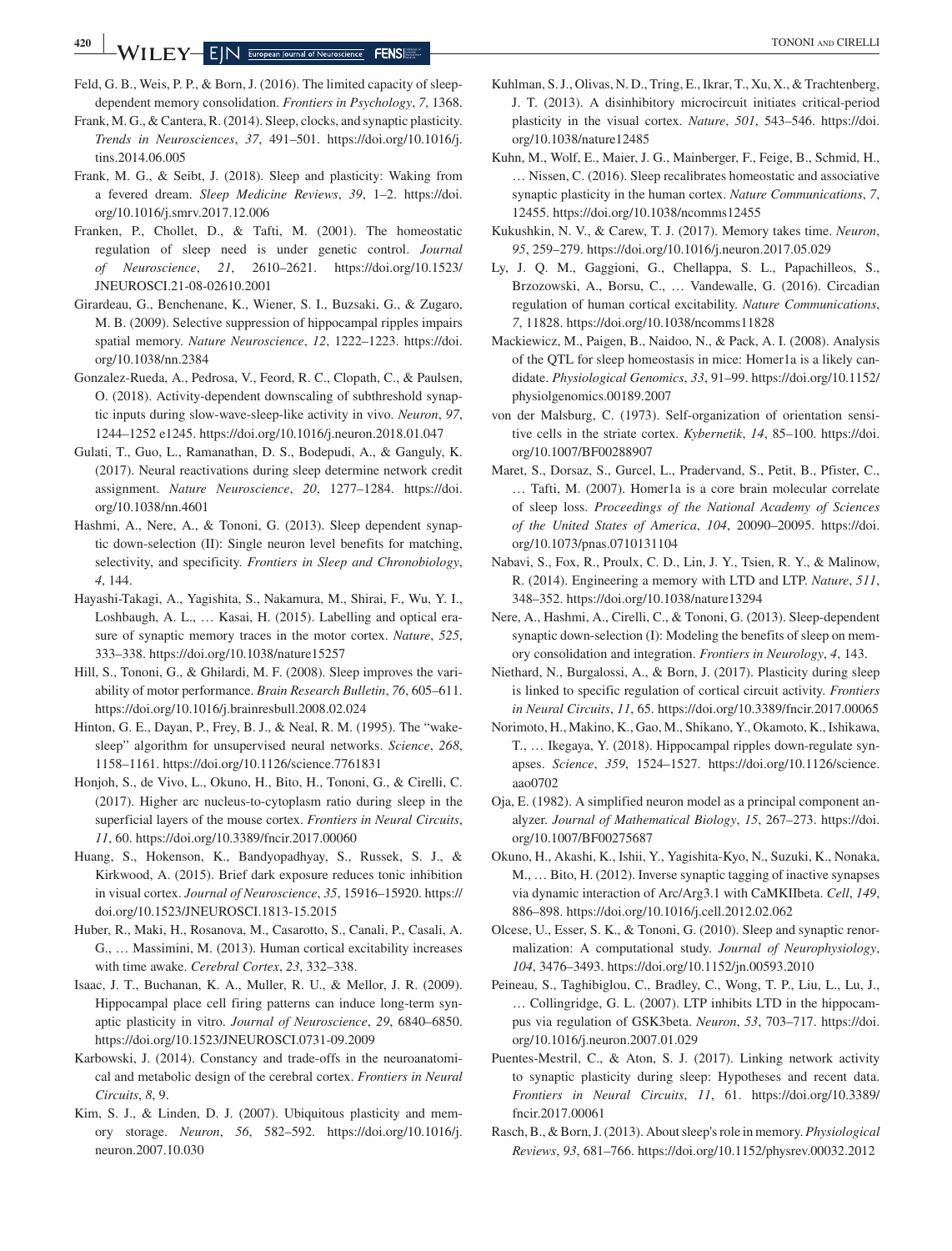Feld, G. B., Weis, P. P., & Born, J. (2016). The limited capacity of sleep-dependent memory consolidation. *Frontiers in Psychology*, *7*, 1368.

Frank, M. G., & Cantera, R. (2014). Sleep, clocks, and synaptic plasticity. *Trends in Neurosciences*, *37*, 491–501. https://doi.org/10.1016/j.tins.2014.06.005

Frank, M. G., & Seibt, J. (2018). Sleep and plasticity: Waking from a fevered dream. *Sleep Medicine Reviews*, *39*, 1–2. https://doi.org/10.1016/j.smrv.2017.12.006

Franken, P., Chollet, D., & Tafti, M. (2001). The homeostatic regulation of sleep need is under genetic control. *Journal of Neuroscience*, *21*, 2610–2621. https://doi.org/10.1523/JNEUROSCI.21-08-02610.2001

Girardeau, G., Benchenane, K., Wiener, S. I., Buzsaki, G., & Zugaro, M. B. (2009). Selective suppression of hippocampal ripples impairs spatial memory. *Nature Neuroscience*, *12*, 1222–1223. https://doi.org/10.1038/nn.2384

Gonzalez-Rueda, A., Pedrosa, V., Feord, R. C., Clopath, C., & Paulsen, O. (2018). Activity-dependent downscaling of subthreshold synaptic inputs during slow-wave-sleep-like activity in vivo. *Neuron*, *97*, 1244–1252 e1245. https://doi.org/10.1016/j.neuron.2018.01.047

Gulati, T., Guo, L., Ramanathan, D. S., Bodepudi, A., & Ganguly, K. (2017). Neural reactivations during sleep determine network credit assignment. *Nature Neuroscience*, *20*, 1277–1284. https://doi.org/10.1038/nn.4601

Hashmi, A., Nere, A., & Tononi, G. (2013). Sleep dependent synaptic down-selection (II): Single neuron level benefits for matching, selectivity, and specificity. *Frontiers in Sleep and Chronobiology*, *4*, 144.

Hayashi-Takagi, A., Yagishita, S., Nakamura, M., Shirai, F., Wu, Y. I., Loshbaugh, A. L., … Kasai, H. (2015). Labelling and optical erasure of synaptic memory traces in the motor cortex. *Nature*, *525*, 333–338. https://doi.org/10.1038/nature15257

Hill, S., Tononi, G., & Ghilardi, M. F. (2008). Sleep improves the variability of motor performance. *Brain Research Bulletin*, *76*, 605–611. https://doi.org/10.1016/j.brainresbull.2008.02.024

Hinton, G. E., Dayan, P., Frey, B. J., & Neal, R. M. (1995). The "wake-sleep" algorithm for unsupervised neural networks. *Science*, *268*, 1158–1161. https://doi.org/10.1126/science.7761831

Honjoh, S., de Vivo, L., Okuno, H., Bito, H., Tononi, G., & Cirelli, C. (2017). Higher arc nucleus-to-cytoplasm ratio during sleep in the superficial layers of the mouse cortex. *Frontiers in Neural Circuits*, *11*, 60. https://doi.org/10.3389/fncir.2017.00060

Huang, S., Hokenson, K., Bandyopadhyay, S., Russek, S. J., & Kirkwood, A. (2015). Brief dark exposure reduces tonic inhibition in visual cortex. *Journal of Neuroscience*, *35*, 15916–15920. https://doi.org/10.1523/JNEUROSCI.1813-15.2015

Huber, R., Maki, H., Rosanova, M., Casarotto, S., Canali, P., Casali, A. G., … Massimini, M. (2013). Human cortical excitability increases with time awake. *Cerebral Cortex*, *23*, 332–338.

Isaac, J. T., Buchanan, K. A., Muller, R. U., & Mellor, J. R. (2009). Hippocampal place cell firing patterns can induce long-term synaptic plasticity in vitro. *Journal of Neuroscience*, *29*, 6840–6850. https://doi.org/10.1523/JNEUROSCI.0731-09.2009

Karbowski, J. (2014). Constancy and trade-offs in the neuroanatomical and metabolic design of the cerebral cortex. *Frontiers in Neural Circuits*, *8*, 9.

Kim, S. J., & Linden, D. J. (2007). Ubiquitous plasticity and memory storage. *Neuron*, *56*, 582–592. https://doi.org/10.1016/j.neuron.2007.10.030

Kuhlman, S. J., Olivas, N. D., Tring, E., Ikrar, T., Xu, X., & Trachtenberg, J. T. (2013). A disinhibitory microcircuit initiates critical-period plasticity in the visual cortex. *Nature*, *501*, 543–546. https://doi.org/10.1038/nature12485

Kuhn, M., Wolf, E., Maier, J. G., Mainberger, F., Feige, B., Schmid, H., … Nissen, C. (2016). Sleep recalibrates homeostatic and associative synaptic plasticity in the human cortex. *Nature Communications*, *7*, 12455. https://doi.org/10.1038/ncomms12455

Kukushkin, N. V., & Carew, T. J. (2017). Memory takes time. *Neuron*, *95*, 259–279. https://doi.org/10.1016/j.neuron.2017.05.029

Ly, J. Q. M., Gaggioni, G., Chellappa, S. L., Papachilleos, S., Brzozowski, A., Borsu, C., … Vandewalle, G. (2016). Circadian regulation of human cortical excitability. *Nature Communications*, *7*, 11828. https://doi.org/10.1038/ncomms11828

Mackiewicz, M., Paigen, B., Naidoo, N., & Pack, A. I. (2008). Analysis of the QTL for sleep homeostasis in mice: Homer1a is a likely candidate. *Physiological Genomics*, *33*, 91–99. https://doi.org/10.1152/physiolgenomics.00189.2007

von der Malsburg, C. (1973). Self-organization of orientation sensitive cells in the striate cortex. *Kybernetik*, *14*, 85–100. https://doi.org/10.1007/BF00288907

Maret, S., Dorsaz, S., Gurcel, L., Pradervand, S., Petit, B., Pfister, C., … Tafti, M. (2007). Homer1a is a core brain molecular correlate of sleep loss. *Proceedings of the National Academy of Sciences of the United States of America*, *104*, 20090–20095. https://doi.org/10.1073/pnas.0710131104

Nabavi, S., Fox, R., Proulx, C. D., Lin, J. Y., Tsien, R. Y., & Malinow, R. (2014). Engineering a memory with LTD and LTP. *Nature*, *511*, 348–352. https://doi.org/10.1038/nature13294

Nere, A., Hashmi, A., Cirelli, C., & Tononi, G. (2013). Sleep-dependent synaptic down-selection (I): Modeling the benefits of sleep on memory consolidation and integration. *Frontiers in Neurology*, *4*, 143.

Niethard, N., Burgalossi, A., & Born, J. (2017). Plasticity during sleep is linked to specific regulation of cortical circuit activity. *Frontiers in Neural Circuits*, *11*, 65. https://doi.org/10.3389/fncir.2017.00065

Norimoto, H., Makino, K., Gao, M., Shikano, Y., Okamoto, K., Ishikawa, T., … Ikegaya, Y. (2018). Hippocampal ripples down-regulate synapses. *Science*, *359*, 1524–1527. https://doi.org/10.1126/science.aao0702

Oja, E. (1982). A simplified neuron model as a principal component analyzer. *Journal of Mathematical Biology*, *15*, 267–273. https://doi.org/10.1007/BF00275687

Okuno, H., Akashi, K., Ishii, Y., Yagishita-Kyo, N., Suzuki, K., Nonaka, M., … Bito, H. (2012). Inverse synaptic tagging of inactive synapses via dynamic interaction of Arc/Arg3.1 with CaMKIIbeta. *Cell*, *149*, 886–898. https://doi.org/10.1016/j.cell.2012.02.062

Olcese, U., Esser, S. K., & Tononi, G. (2010). Sleep and synaptic renormalization: A computational study. *Journal of Neurophysiology*, *104*, 3476–3493. https://doi.org/10.1152/jn.00593.2010

Peineau, S., Taghibiglou, C., Bradley, C., Wong, T. P., Liu, L., Lu, J., … Collingridge, G. L. (2007). LTP inhibits LTD in the hippocampus via regulation of GSK3beta. *Neuron*, *53*, 703–717. https://doi.org/10.1016/j.neuron.2007.01.029

Puentes-Mestril, C., & Aton, S. J. (2017). Linking network activity to synaptic plasticity during sleep: Hypotheses and recent data. *Frontiers in Neural Circuits*, *11*, 61. https://doi.org/10.3389/fncir.2017.00061

Rasch, B., & Born, J. (2013). About sleep's role in memory. *Physiological Reviews*, *93*, 681–766. https://doi.org/10.1152/physrev.00032.2012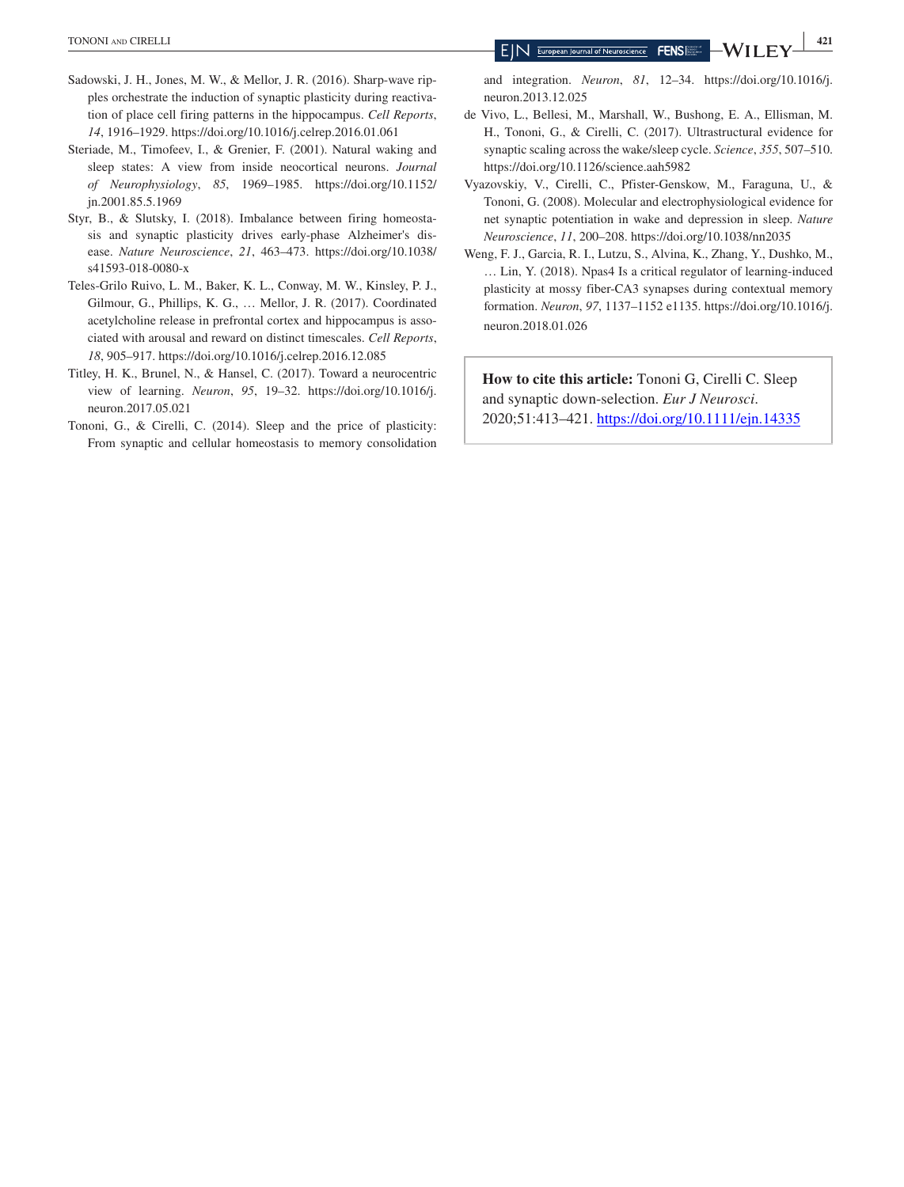Sadowski, J. H., Jones, M. W., & Mellor, J. R. (2016). Sharp-wave ripples orchestrate the induction of synaptic plasticity during reactivation of place cell firing patterns in the hippocampus. *Cell Reports*, *14*, 1916–1929. https://doi.org/10.1016/j.celrep.2016.01.061

Steriade, M., Timofeev, I., & Grenier, F. (2001). Natural waking and sleep states: A view from inside neocortical neurons. *Journal of Neurophysiology*, *85*, 1969–1985. https://doi.org/10.1152/jn.2001.85.5.1969

Styr, B., & Slutsky, I. (2018). Imbalance between firing homeostasis and synaptic plasticity drives early-phase Alzheimer's disease. *Nature Neuroscience*, *21*, 463–473. https://doi.org/10.1038/s41593-018-0080-x

Teles-Grilo Ruivo, L. M., Baker, K. L., Conway, M. W., Kinsley, P. J., Gilmour, G., Phillips, K. G., … Mellor, J. R. (2017). Coordinated acetylcholine release in prefrontal cortex and hippocampus is associated with arousal and reward on distinct timescales. *Cell Reports*, *18*, 905–917. https://doi.org/10.1016/j.celrep.2016.12.085

Titley, H. K., Brunel, N., & Hansel, C. (2017). Toward a neurocentric view of learning. *Neuron*, *95*, 19–32. https://doi.org/10.1016/j.neuron.2017.05.021

Tononi, G., & Cirelli, C. (2014). Sleep and the price of plasticity: From synaptic and cellular homeostasis to memory consolidation and integration. *Neuron*, *81*, 12–34. https://doi.org/10.1016/j.neuron.2013.12.025

de Vivo, L., Bellesi, M., Marshall, W., Bushong, E. A., Ellisman, M. H., Tononi, G., & Cirelli, C. (2017). Ultrastructural evidence for synaptic scaling across the wake/sleep cycle. *Science*, *355*, 507–510. https://doi.org/10.1126/science.aah5982

Vyazovskiy, V., Cirelli, C., Pfister-Genskow, M., Faraguna, U., & Tononi, G. (2008). Molecular and electrophysiological evidence for net synaptic potentiation in wake and depression in sleep. *Nature Neuroscience*, *11*, 200–208. https://doi.org/10.1038/nn2035

Weng, F. J., Garcia, R. I., Lutzu, S., Alvina, K., Zhang, Y., Dushko, M., … Lin, Y. (2018). Npas4 Is a critical regulator of learning-induced plasticity at mossy fiber-CA3 synapses during contextual memory formation. *Neuron*, *97*, 1137–1152 e1135. https://doi.org/10.1016/j.neuron.2018.01.026

**How to cite this article:** Tononi G, Cirelli C. Sleep and synaptic down-selection. *Eur J Neurosci*. 2020;51:413–421. https://doi.org/10.1111/ejn.14335